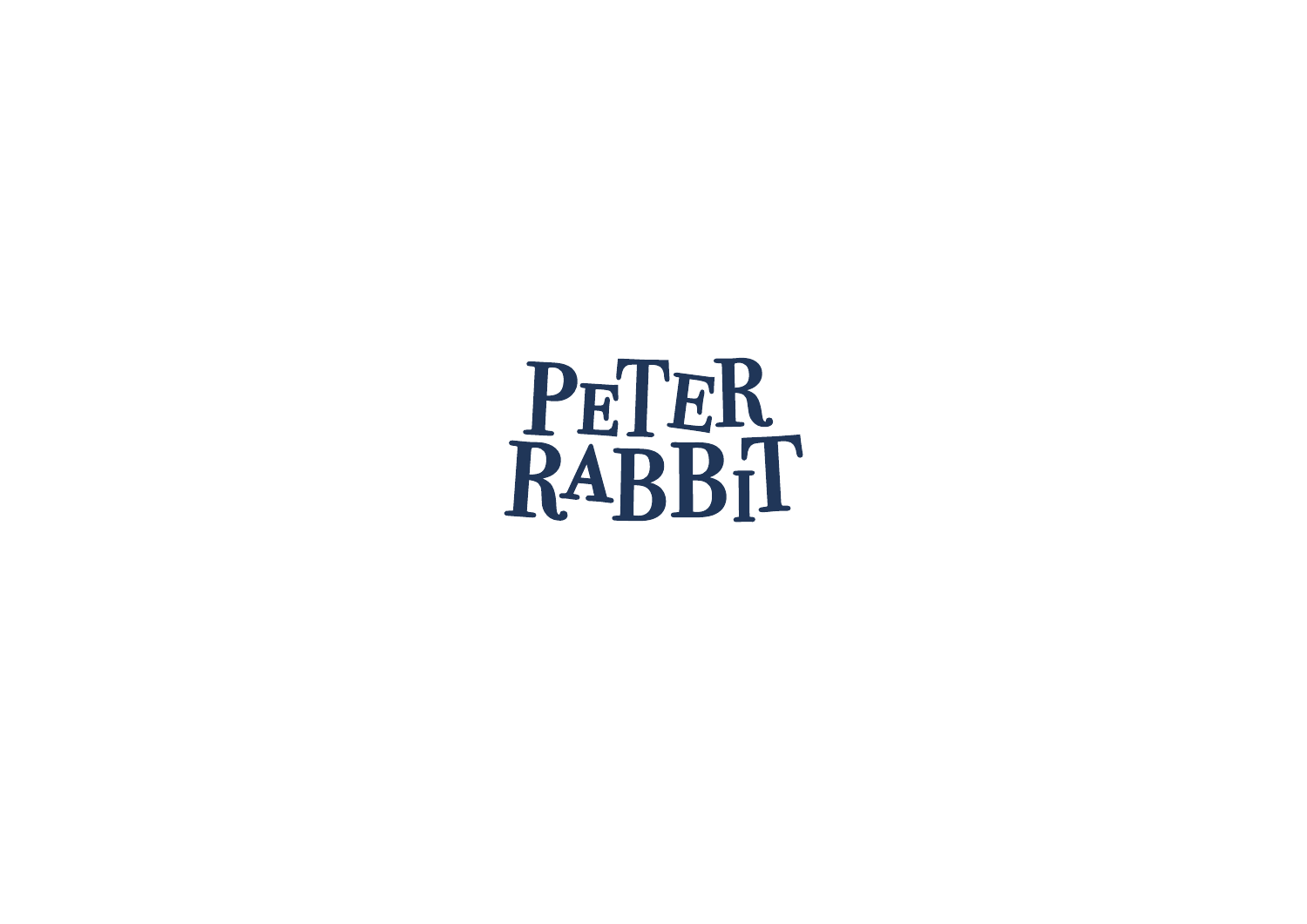# PETER RABBIT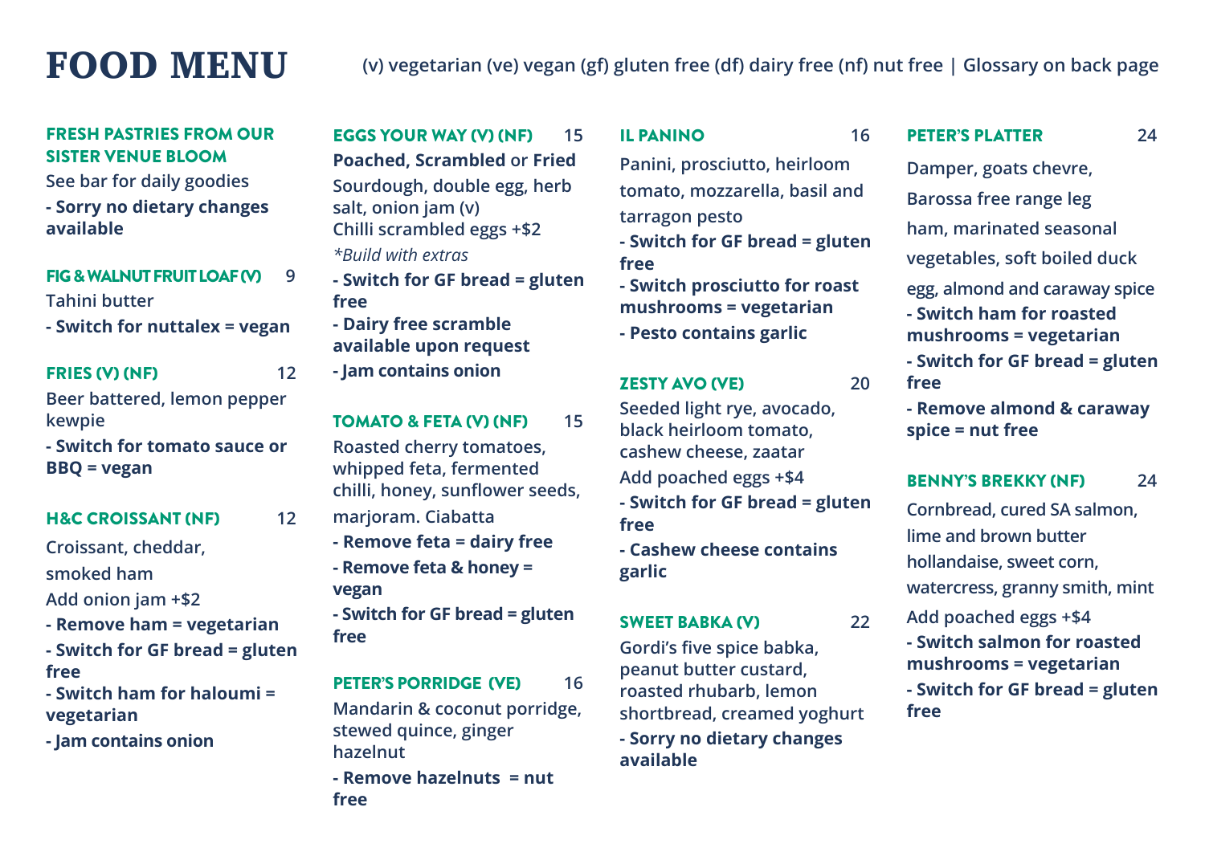# FOOD MENU

(v) vegetarian (ve) vegan (gf) gluten free (df) dairy free (nf) nut free | Glossary on back page

### FRESH PASTRIES FROM OUR SISTER VENUE BLOOM

See bar for daily goodies

**- Sorry no dietary changes available**

### FIG & WALNUT FRUIT LOAF (V) 9

Tahini butter

**- Switch for nuttalex = vegan**

### FRIES (V) (NF) 12

Beer battered, lemon pepper kewpie

**- Switch for tomato sauce or BBQ = vegan**

### H&C CROISSANT (NF) 12

Croissant, cheddar, smoked ham

Add onion jam +$2

**- Remove ham = vegetarian**

**- Switch for GF bread = gluten free**

**- Switch ham for haloumi = vegetarian**

**- Jam contains onion**

### EGGS YOUR WAY (V) (NF) 15

**Poached, Scrambled** or **Fried**

Sourdough, double egg, herb salt, onion jam (v)

Chilli scrambled eggs +$2

*\*Build with extras*

**- Switch for GF bread = gluten free**

**- Dairy free scramble available upon request**

**- Jam contains onion**

### TOMATO & FETA (V) (NF) 15

Roasted cherry tomatoes, whipped feta, fermented chilli, honey, sunflower seeds, marjoram. Ciabatta

**- Remove feta = dairy free**

**- Remove feta & honey = vegan**

**- Switch for GF bread = gluten free**

### PETER'S PORRIDGE (VE) 16

Mandarin & coconut porridge, stewed quince, ginger hazelnut

**- Remove hazelnuts = nut free**

### IL PANINO 16

Panini, prosciutto, heirloom tomato, mozzarella, basil and tarragon pesto

**- Switch for GF bread = gluten free**

**- Switch prosciutto for roast mushrooms = vegetarian**

**- Pesto contains garlic**

### ZESTY AVO (VE) 20

Seeded light rye, avocado, black heirloom tomato, cashew cheese, zaatar

Add poached eggs +$4

**- Switch for GF bread = gluten free**

**- Cashew cheese contains garlic**

### SWEET BABKA (V) 22

Gordi's five spice babka, peanut butter custard, roasted rhubarb, lemon shortbread, creamed yoghurt

**- Sorry no dietary changes available**

### PETER'S PLATTER 24

Damper, goats chevre, Barossa free range leg ham, marinated seasonal vegetables, soft boiled duck egg, almond and caraway spice

**- Switch ham for roasted mushrooms = vegetarian**

**- Switch for GF bread = gluten free**

**- Remove almond & caraway spice = nut free**

### BENNY'S BREKKY (NF) 24

Cornbread, cured SA salmon, lime and brown butter hollandaise, sweet corn, watercress, granny smith, mint

Add poached eggs +$4

**- Switch salmon for roasted mushrooms = vegetarian**

**- Switch for GF bread = gluten free**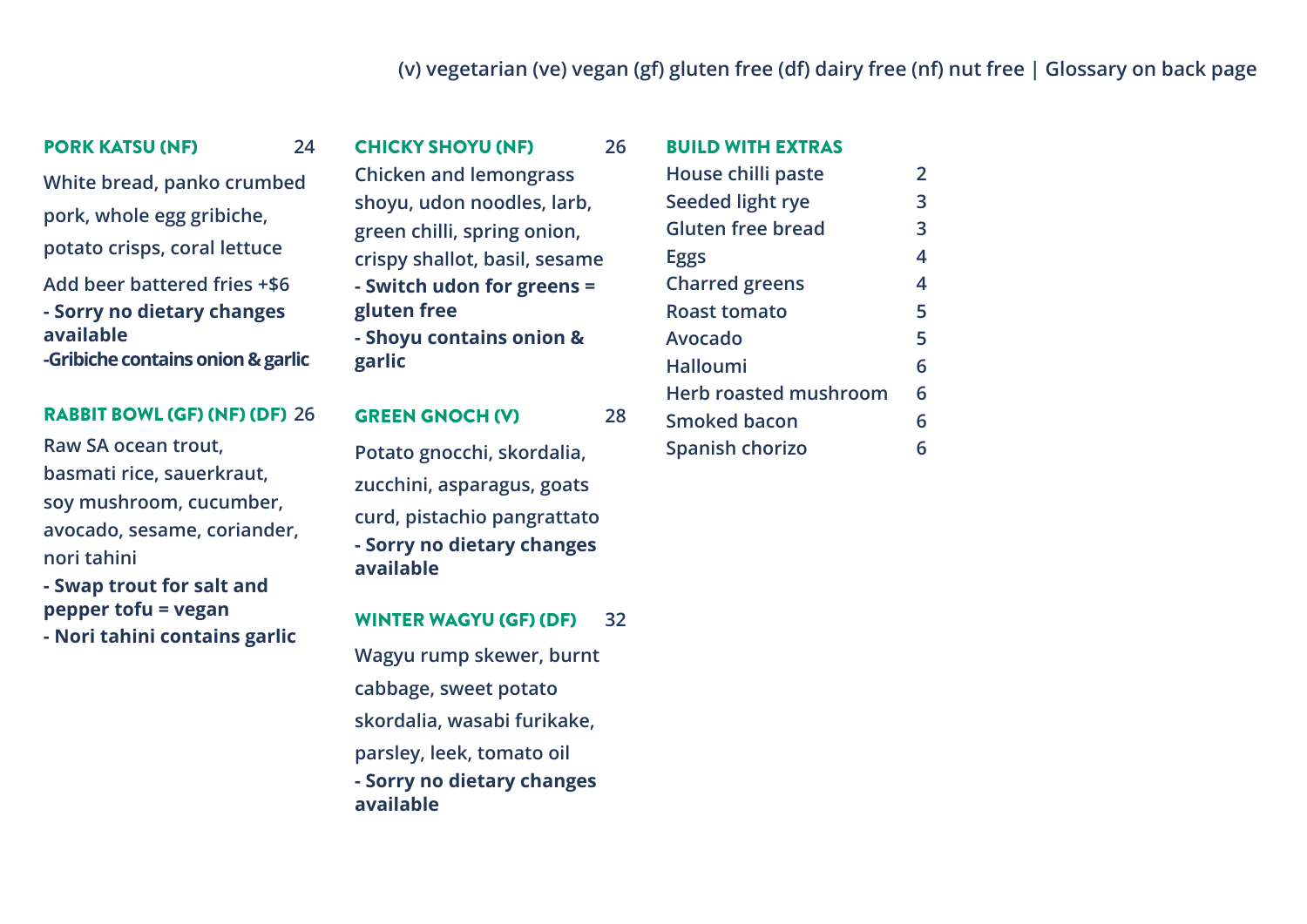(v) vegetarian (ve) vegan (gf) gluten free (df) dairy free (nf) nut free | Glossary on back page

### PORK KATSU (NF) 24

White bread, panko crumbed pork, whole egg gribiche, potato crisps, coral lettuce

Add beer battered fries +$6

**- Sorry no dietary changes available**

**-Gribiche contains onion & garlic**

### RABBIT BOWL (GF) (NF) (DF) 26

Raw SA ocean trout, basmati rice, sauerkraut, soy mushroom, cucumber, avocado, sesame, coriander, nori tahini

**- Swap trout for salt and pepper tofu = vegan**

**- Nori tahini contains garlic**

### CHICKY SHOYU (NF) 26

Chicken and lemongrass shoyu, udon noodles, larb, green chilli, spring onion, crispy shallot, basil, sesame

**- Switch udon for greens = gluten free**

**- Shoyu contains onion & garlic**

### GREEN GNOCH (V) 28

Potato gnocchi, skordalia, zucchini, asparagus, goats curd, pistachio pangrattato

**- Sorry no dietary changes available**

### WINTER WAGYU (GF) (DF) 32

Wagyu rump skewer, burnt cabbage, sweet potato skordalia, wasabi furikake, parsley, leek, tomato oil

**- Sorry no dietary changes available**

### BUILD WITH EXTRAS

| Item | Price |
| --- | --- |
| House chilli paste | 2 |
| Seeded light rye | 3 |
| Gluten free bread | 3 |
| Eggs | 4 |
| Charred greens | 4 |
| Roast tomato | 5 |
| Avocado | 5 |
| Halloumi | 6 |
| Herb roasted mushroom | 6 |
| Smoked bacon | 6 |
| Spanish chorizo | 6 |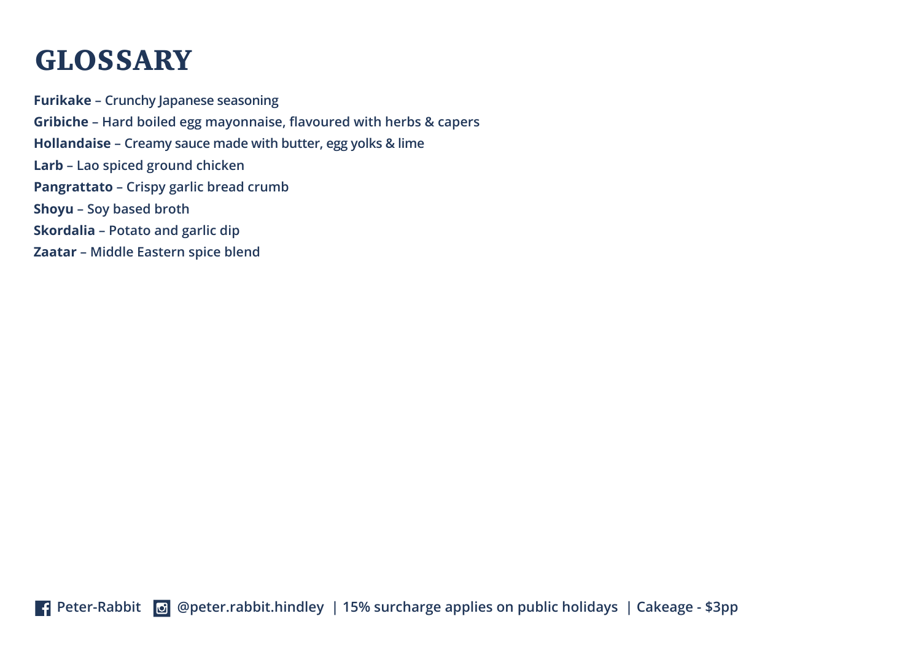# GLOSSARY

**Furikake** – Crunchy Japanese seasoning
**Gribiche** – Hard boiled egg mayonnaise, flavoured with herbs & capers
**Hollandaise** – Creamy sauce made with butter, egg yolks & lime
**Larb** – Lao spiced ground chicken
**Pangrattato** – Crispy garlic bread crumb
**Shoyu** – Soy based broth
**Skordalia** – Potato and garlic dip
**Zaatar** – Middle Eastern spice blend

Peter-Rabbit @peter.rabbit.hindley | 15% surcharge applies on public holidays | Cakeage - $3pp